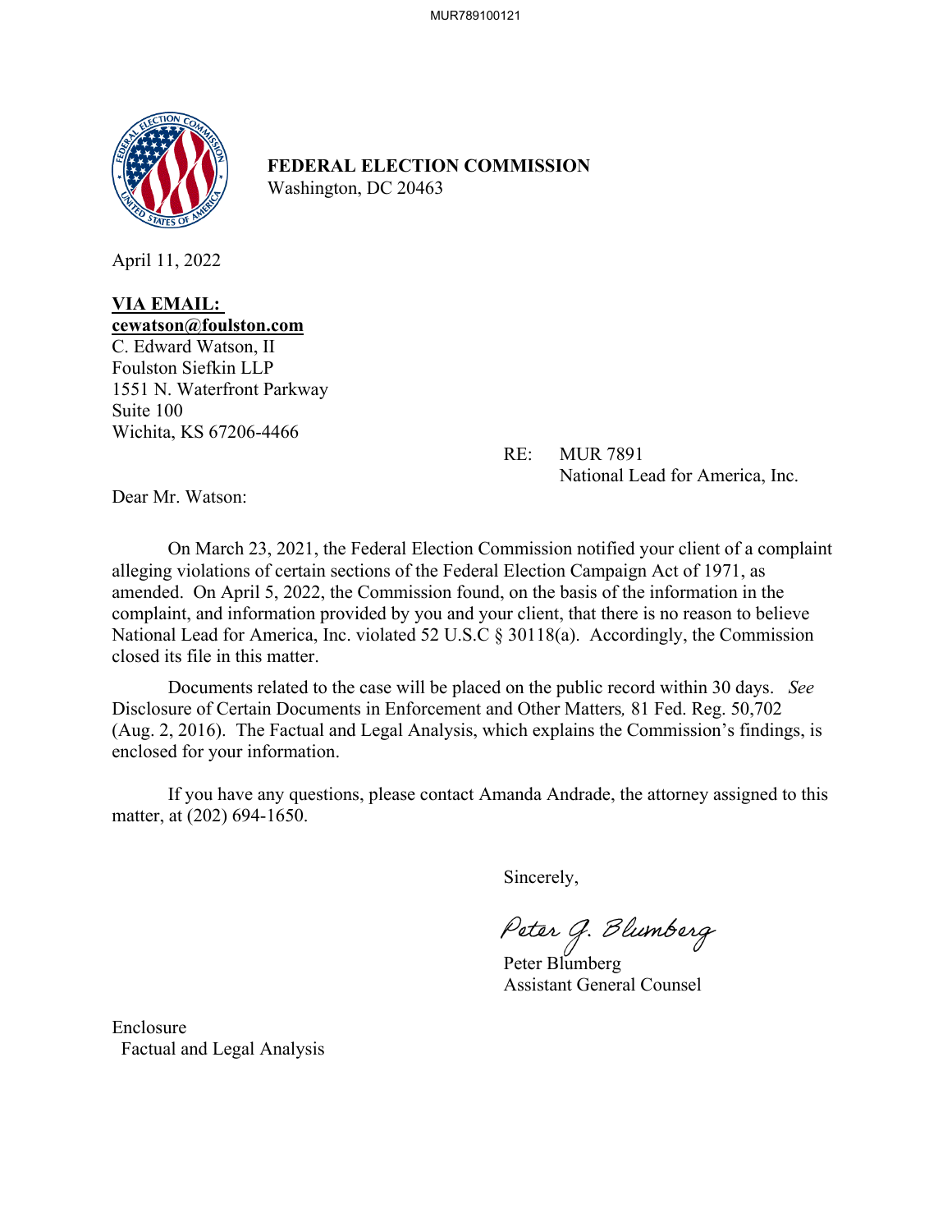**FEDERAL ELECTION COMMISSION**
Washington, DC 20463

April 11, 2022

**VIA EMAIL:**
**cewatson@foulston.com**
C. Edward Watson, II
Foulston Siefkin LLP
1551 N. Waterfront Parkway
Suite 100
Wichita, KS 67206-4466

RE: MUR 7891
National Lead for America, Inc.

Dear Mr. Watson:

On March 23, 2021, the Federal Election Commission notified your client of a complaint alleging violations of certain sections of the Federal Election Campaign Act of 1971, as amended. On April 5, 2022, the Commission found, on the basis of the information in the complaint, and information provided by you and your client, that there is no reason to believe National Lead for America, Inc. violated 52 U.S.C § 30118(a). Accordingly, the Commission closed its file in this matter.

Documents related to the case will be placed on the public record within 30 days. *See* Disclosure of Certain Documents in Enforcement and Other Matters*,* 81 Fed. Reg. 50,702 (Aug. 2, 2016). The Factual and Legal Analysis, which explains the Commission's findings, is enclosed for your information.

If you have any questions, please contact Amanda Andrade, the attorney assigned to this matter, at (202) 694-1650.

Sincerely,

Peter G. Blumberg

Peter Blumberg
Assistant General Counsel

Enclosure
Factual and Legal Analysis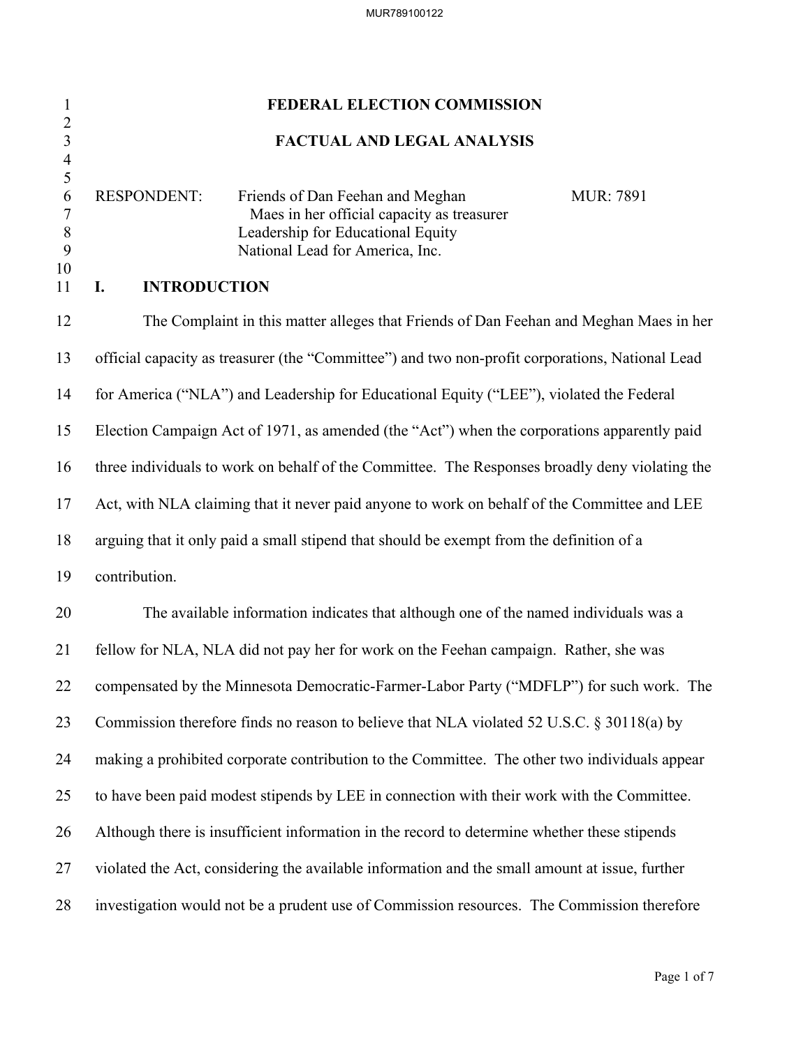# FEDERAL ELECTION COMMISSION

## FACTUAL AND LEGAL ANALYSIS

RESPONDENT: Friends of Dan Feehan and Meghan Maes in her official capacity as treasurer
Leadership for Educational Equity
National Lead for America, Inc.

MUR: 7891

## I. INTRODUCTION

The Complaint in this matter alleges that Friends of Dan Feehan and Meghan Maes in her official capacity as treasurer (the "Committee") and two non-profit corporations, National Lead for America ("NLA") and Leadership for Educational Equity ("LEE"), violated the Federal Election Campaign Act of 1971, as amended (the "Act") when the corporations apparently paid three individuals to work on behalf of the Committee. The Responses broadly deny violating the Act, with NLA claiming that it never paid anyone to work on behalf of the Committee and LEE arguing that it only paid a small stipend that should be exempt from the definition of a contribution.

The available information indicates that although one of the named individuals was a fellow for NLA, NLA did not pay her for work on the Feehan campaign. Rather, she was compensated by the Minnesota Democratic-Farmer-Labor Party ("MDFLP") for such work. The Commission therefore finds no reason to believe that NLA violated 52 U.S.C. § 30118(a) by making a prohibited corporate contribution to the Committee. The other two individuals appear to have been paid modest stipends by LEE in connection with their work with the Committee. Although there is insufficient information in the record to determine whether these stipends violated the Act, considering the available information and the small amount at issue, further investigation would not be a prudent use of Commission resources. The Commission therefore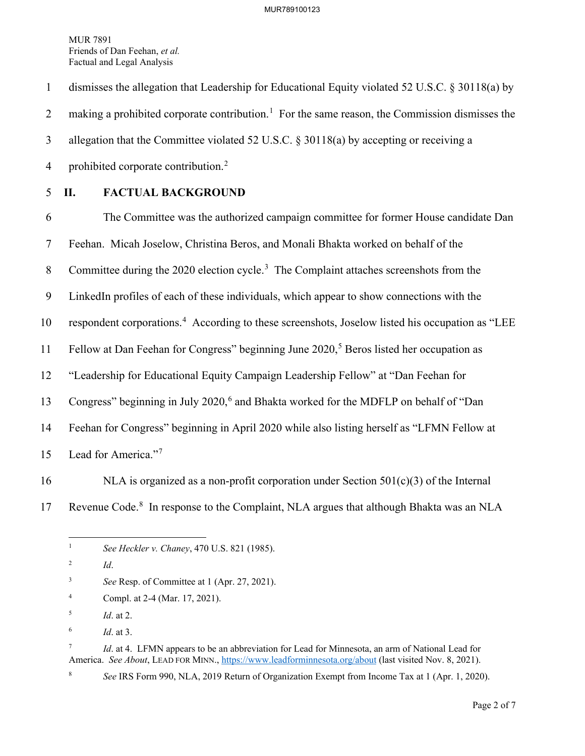dismisses the allegation that Leadership for Educational Equity violated 52 U.S.C. § 30118(a) by making a prohibited corporate contribution.[1] For the same reason, the Commission dismisses the allegation that the Committee violated 52 U.S.C. § 30118(a) by accepting or receiving a prohibited corporate contribution.[2]

## II. FACTUAL BACKGROUND

The Committee was the authorized campaign committee for former House candidate Dan Feehan. Micah Joselow, Christina Beros, and Monali Bhakta worked on behalf of the Committee during the 2020 election cycle.[3] The Complaint attaches screenshots from the LinkedIn profiles of each of these individuals, which appear to show connections with the respondent corporations.[4] According to these screenshots, Joselow listed his occupation as "LEE Fellow at Dan Feehan for Congress" beginning June 2020,[5] Beros listed her occupation as "Leadership for Educational Equity Campaign Leadership Fellow" at "Dan Feehan for Congress" beginning in July 2020,[6] and Bhakta worked for the MDFLP on behalf of "Dan Feehan for Congress" beginning in April 2020 while also listing herself as "LFMN Fellow at Lead for America."[7]

NLA is organized as a non-profit corporation under Section 501(c)(3) of the Internal Revenue Code.[8] In response to the Complaint, NLA argues that although Bhakta was an NLA

---

[1] *See Heckler v. Chaney*, 470 U.S. 821 (1985).

[2] *Id*.

[3] *See* Resp. of Committee at 1 (Apr. 27, 2021).

[4] Compl. at 2-4 (Mar. 17, 2021).

[5] *Id*. at 2.

[6] *Id*. at 3.

[7] *Id*. at 4. LFMN appears to be an abbreviation for Lead for Minnesota, an arm of National Lead for America. *See About*, LEAD FOR MINN., https://www.leadforminnesota.org/about (last visited Nov. 8, 2021).

[8] *See* IRS Form 990, NLA, 2019 Return of Organization Exempt from Income Tax at 1 (Apr. 1, 2020).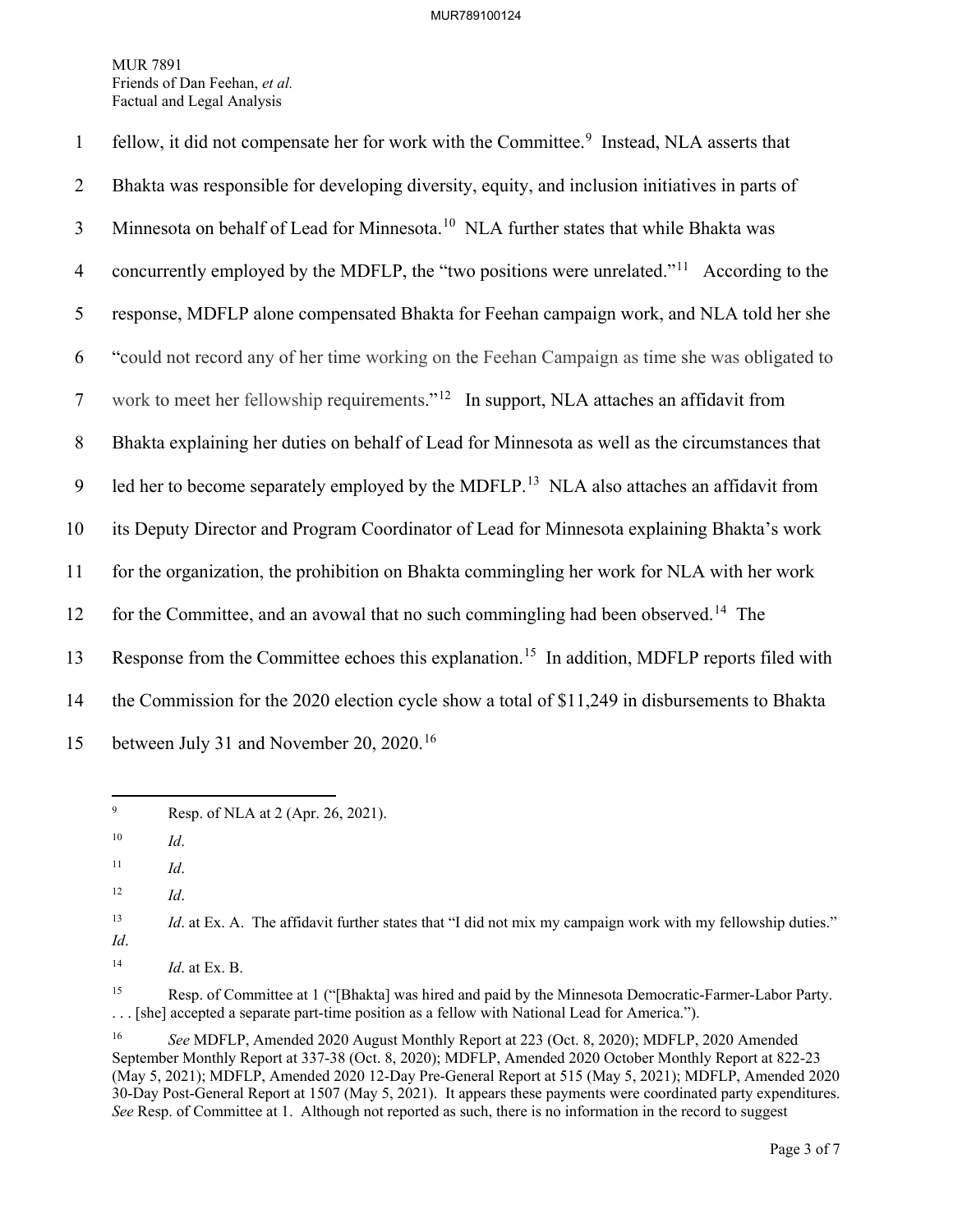fellow, it did not compensate her for work with the Committee.[9] Instead, NLA asserts that Bhakta was responsible for developing diversity, equity, and inclusion initiatives in parts of Minnesota on behalf of Lead for Minnesota.[10] NLA further states that while Bhakta was concurrently employed by the MDFLP, the "two positions were unrelated."[11] According to the response, MDFLP alone compensated Bhakta for Feehan campaign work, and NLA told her she "could not record any of her time working on the Feehan Campaign as time she was obligated to work to meet her fellowship requirements."[12] In support, NLA attaches an affidavit from Bhakta explaining her duties on behalf of Lead for Minnesota as well as the circumstances that led her to become separately employed by the MDFLP.[13] NLA also attaches an affidavit from its Deputy Director and Program Coordinator of Lead for Minnesota explaining Bhakta's work for the organization, the prohibition on Bhakta commingling her work for NLA with her work for the Committee, and an avowal that no such commingling had been observed.[14] The Response from the Committee echoes this explanation.[15] In addition, MDFLP reports filed with the Commission for the 2020 election cycle show a total of $11,249 in disbursements to Bhakta between July 31 and November 20, 2020.[16]

---

[9] Resp. of NLA at 2 (Apr. 26, 2021).

[10] *Id*.

[11] *Id*.

[12] *Id*.

[13] *Id*. at Ex. A. The affidavit further states that "I did not mix my campaign work with my fellowship duties." *Id*.

[14] *Id*. at Ex. B.

[15] Resp. of Committee at 1 ("[Bhakta] was hired and paid by the Minnesota Democratic-Farmer-Labor Party. . . . [she] accepted a separate part-time position as a fellow with National Lead for America.").

[16] *See* MDFLP, Amended 2020 August Monthly Report at 223 (Oct. 8, 2020); MDFLP, 2020 Amended September Monthly Report at 337-38 (Oct. 8, 2020); MDFLP, Amended 2020 October Monthly Report at 822-23 (May 5, 2021); MDFLP, Amended 2020 12-Day Pre-General Report at 515 (May 5, 2021); MDFLP, Amended 2020 30-Day Post-General Report at 1507 (May 5, 2021). It appears these payments were coordinated party expenditures. *See* Resp. of Committee at 1. Although not reported as such, there is no information in the record to suggest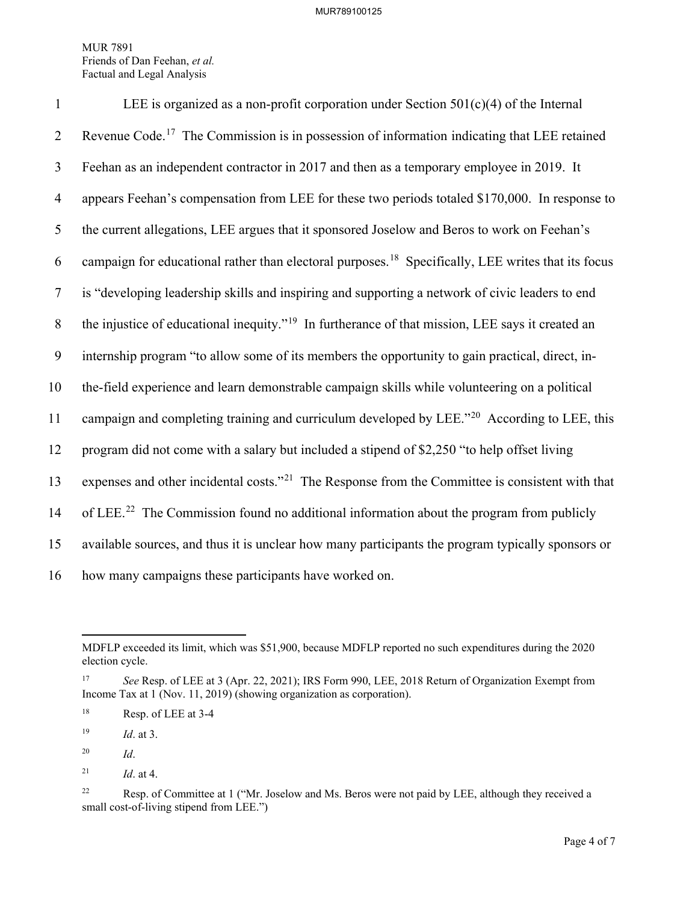LEE is organized as a non-profit corporation under Section 501(c)(4) of the Internal Revenue Code.[17] The Commission is in possession of information indicating that LEE retained Feehan as an independent contractor in 2017 and then as a temporary employee in 2019. It appears Feehan's compensation from LEE for these two periods totaled $170,000. In response to the current allegations, LEE argues that it sponsored Joselow and Beros to work on Feehan's campaign for educational rather than electoral purposes.[18] Specifically, LEE writes that its focus is "developing leadership skills and inspiring and supporting a network of civic leaders to end the injustice of educational inequity."[19] In furtherance of that mission, LEE says it created an internship program "to allow some of its members the opportunity to gain practical, direct, in-the-field experience and learn demonstrable campaign skills while volunteering on a political campaign and completing training and curriculum developed by LEE."[20] According to LEE, this program did not come with a salary but included a stipend of $2,250 "to help offset living expenses and other incidental costs."[21] The Response from the Committee is consistent with that of LEE.[22] The Commission found no additional information about the program from publicly available sources, and thus it is unclear how many participants the program typically sponsors or how many campaigns these participants have worked on.

---

MDFLP exceeded its limit, which was $51,900, because MDFLP reported no such expenditures during the 2020 election cycle.

[17] *See* Resp. of LEE at 3 (Apr. 22, 2021); IRS Form 990, LEE, 2018 Return of Organization Exempt from Income Tax at 1 (Nov. 11, 2019) (showing organization as corporation).

[18] Resp. of LEE at 3-4

[19] *Id*. at 3.

[20] *Id*.

[21] *Id*. at 4.

[22] Resp. of Committee at 1 ("Mr. Joselow and Ms. Beros were not paid by LEE, although they received a small cost-of-living stipend from LEE.")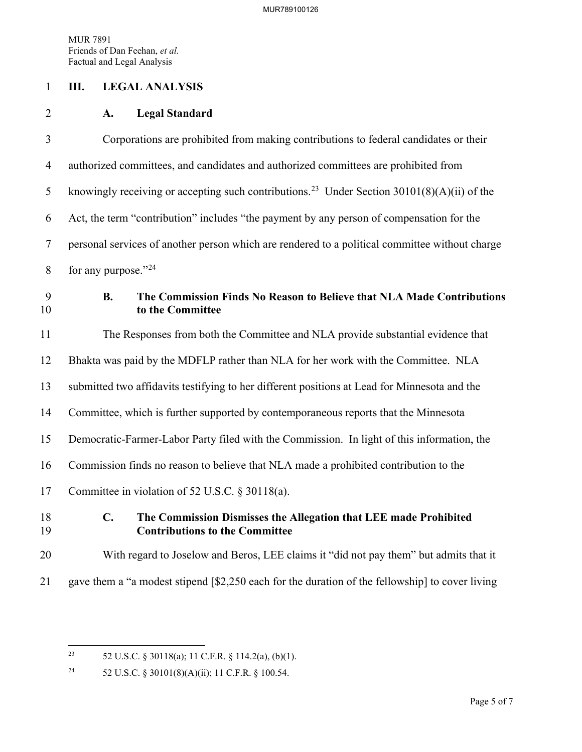## III. LEGAL ANALYSIS

### A. Legal Standard

Corporations are prohibited from making contributions to federal candidates or their authorized committees, and candidates and authorized committees are prohibited from knowingly receiving or accepting such contributions.[23] Under Section 30101(8)(A)(ii) of the Act, the term "contribution" includes "the payment by any person of compensation for the personal services of another person which are rendered to a political committee without charge for any purpose."[24]

### B. The Commission Finds No Reason to Believe that NLA Made Contributions to the Committee

The Responses from both the Committee and NLA provide substantial evidence that Bhakta was paid by the MDFLP rather than NLA for her work with the Committee. NLA submitted two affidavits testifying to her different positions at Lead for Minnesota and the Committee, which is further supported by contemporaneous reports that the Minnesota Democratic-Farmer-Labor Party filed with the Commission. In light of this information, the Commission finds no reason to believe that NLA made a prohibited contribution to the Committee in violation of 52 U.S.C. § 30118(a).

### C. The Commission Dismisses the Allegation that LEE made Prohibited Contributions to the Committee

With regard to Joselow and Beros, LEE claims it "did not pay them" but admits that it gave them a "a modest stipend [$2,250 each for the duration of the fellowship] to cover living

---

[23] 52 U.S.C. § 30118(a); 11 C.F.R. § 114.2(a), (b)(1).

[24] 52 U.S.C. § 30101(8)(A)(ii); 11 C.F.R. § 100.54.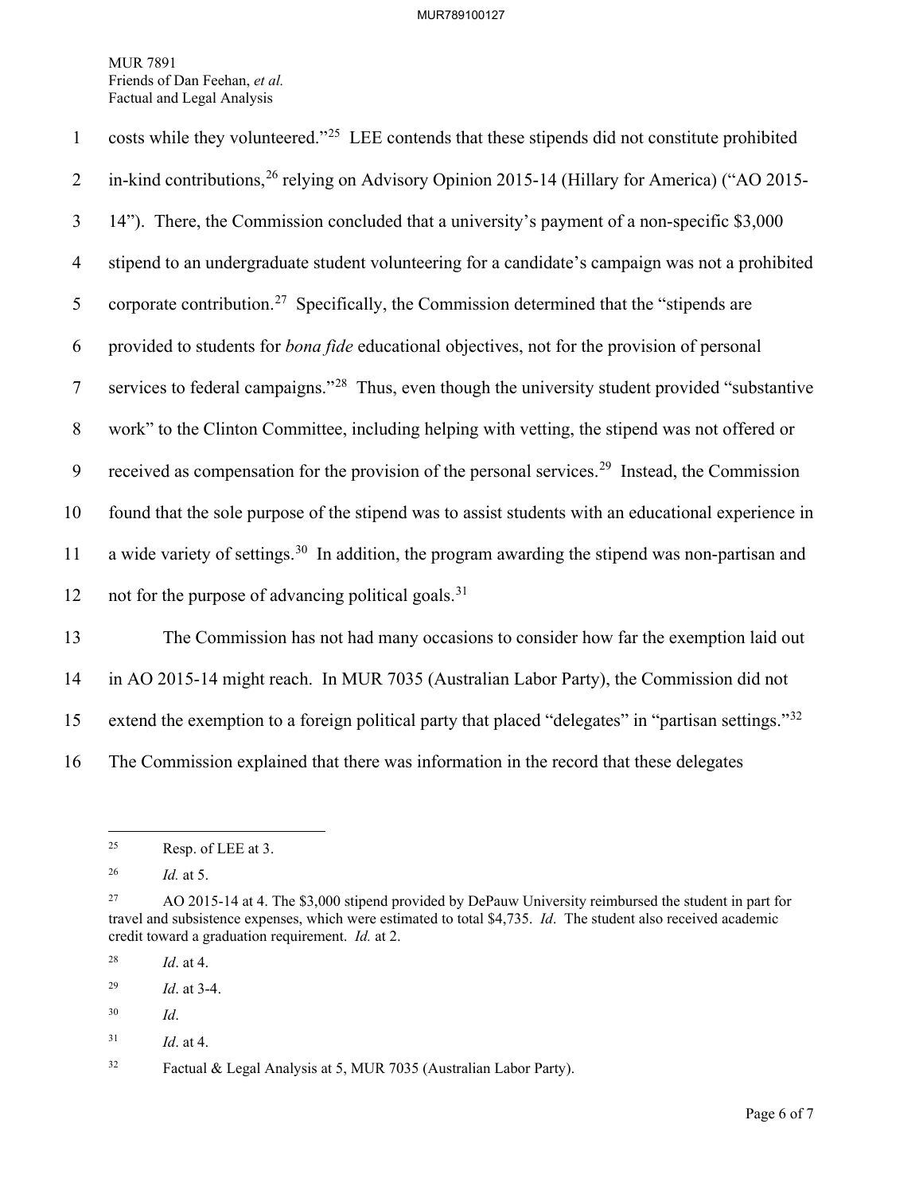costs while they volunteered."[25] LEE contends that these stipends did not constitute prohibited in-kind contributions,[26] relying on Advisory Opinion 2015-14 (Hillary for America) ("AO 2015-14"). There, the Commission concluded that a university's payment of a non-specific $3,000 stipend to an undergraduate student volunteering for a candidate's campaign was not a prohibited corporate contribution.[27] Specifically, the Commission determined that the "stipends are provided to students for *bona fide* educational objectives, not for the provision of personal services to federal campaigns."[28] Thus, even though the university student provided "substantive work" to the Clinton Committee, including helping with vetting, the stipend was not offered or received as compensation for the provision of the personal services.[29] Instead, the Commission found that the sole purpose of the stipend was to assist students with an educational experience in a wide variety of settings.[30] In addition, the program awarding the stipend was non-partisan and not for the purpose of advancing political goals.[31]

The Commission has not had many occasions to consider how far the exemption laid out in AO 2015-14 might reach. In MUR 7035 (Australian Labor Party), the Commission did not extend the exemption to a foreign political party that placed "delegates" in "partisan settings."[32] The Commission explained that there was information in the record that these delegates

---

[25] Resp. of LEE at 3.

[26] *Id.* at 5.

[27] AO 2015-14 at 4. The $3,000 stipend provided by DePauw University reimbursed the student in part for travel and subsistence expenses, which were estimated to total $4,735. *Id*. The student also received academic credit toward a graduation requirement. *Id.* at 2.

[28] *Id*. at 4.

[29] *Id*. at 3-4.

[30] *Id*.

[31] *Id*. at 4.

[32] Factual & Legal Analysis at 5, MUR 7035 (Australian Labor Party).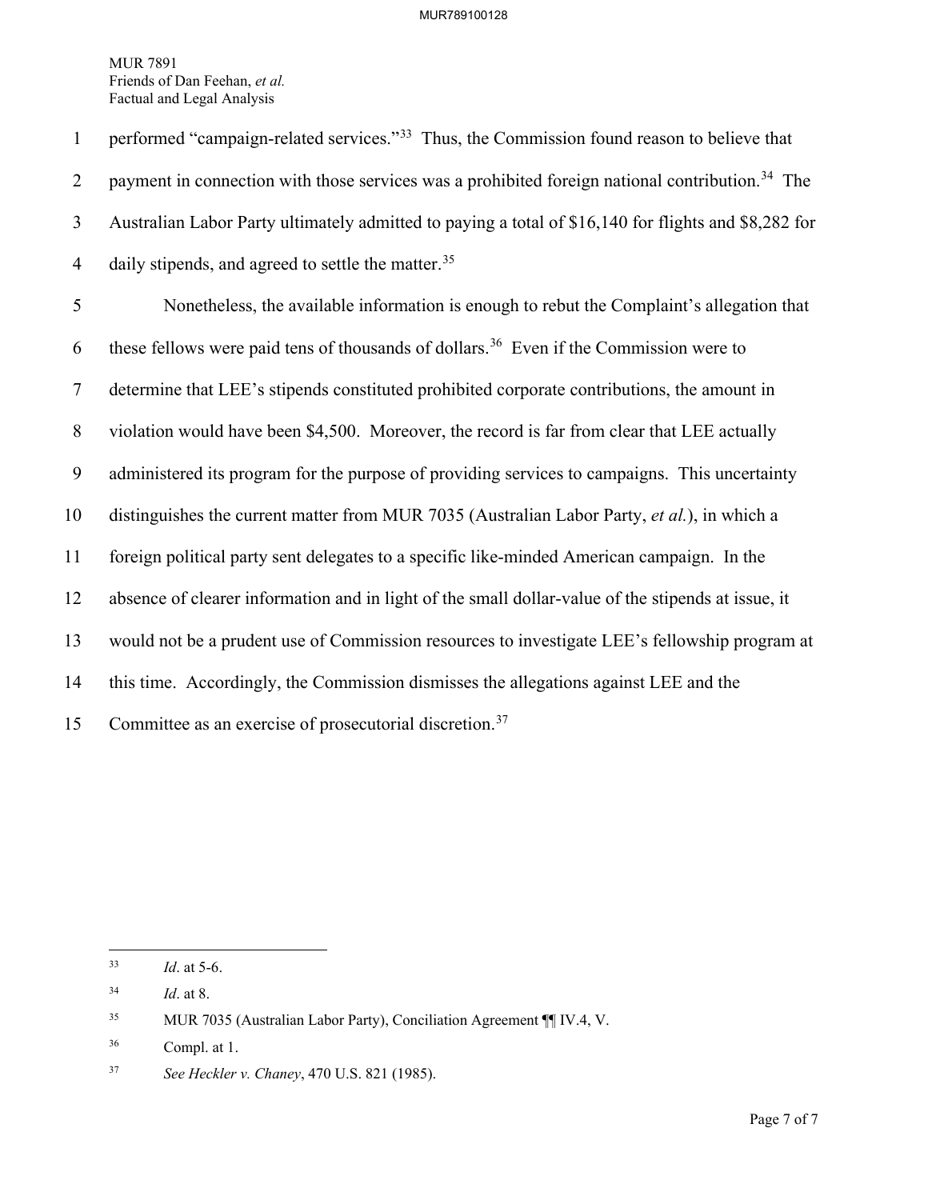performed "campaign-related services."[33] Thus, the Commission found reason to believe that payment in connection with those services was a prohibited foreign national contribution.[34] The Australian Labor Party ultimately admitted to paying a total of $16,140 for flights and $8,282 for daily stipends, and agreed to settle the matter.[35]

Nonetheless, the available information is enough to rebut the Complaint's allegation that these fellows were paid tens of thousands of dollars.[36] Even if the Commission were to determine that LEE's stipends constituted prohibited corporate contributions, the amount in violation would have been $4,500. Moreover, the record is far from clear that LEE actually administered its program for the purpose of providing services to campaigns. This uncertainty distinguishes the current matter from MUR 7035 (Australian Labor Party, *et al.*), in which a foreign political party sent delegates to a specific like-minded American campaign. In the absence of clearer information and in light of the small dollar-value of the stipends at issue, it would not be a prudent use of Commission resources to investigate LEE's fellowship program at this time. Accordingly, the Commission dismisses the allegations against LEE and the Committee as an exercise of prosecutorial discretion.[37]

---

[33] *Id*. at 5-6.

[34] *Id*. at 8.

[35] MUR 7035 (Australian Labor Party), Conciliation Agreement ¶¶ IV.4, V.

[36] Compl. at 1.

[37] *See Heckler v. Chaney*, 470 U.S. 821 (1985).